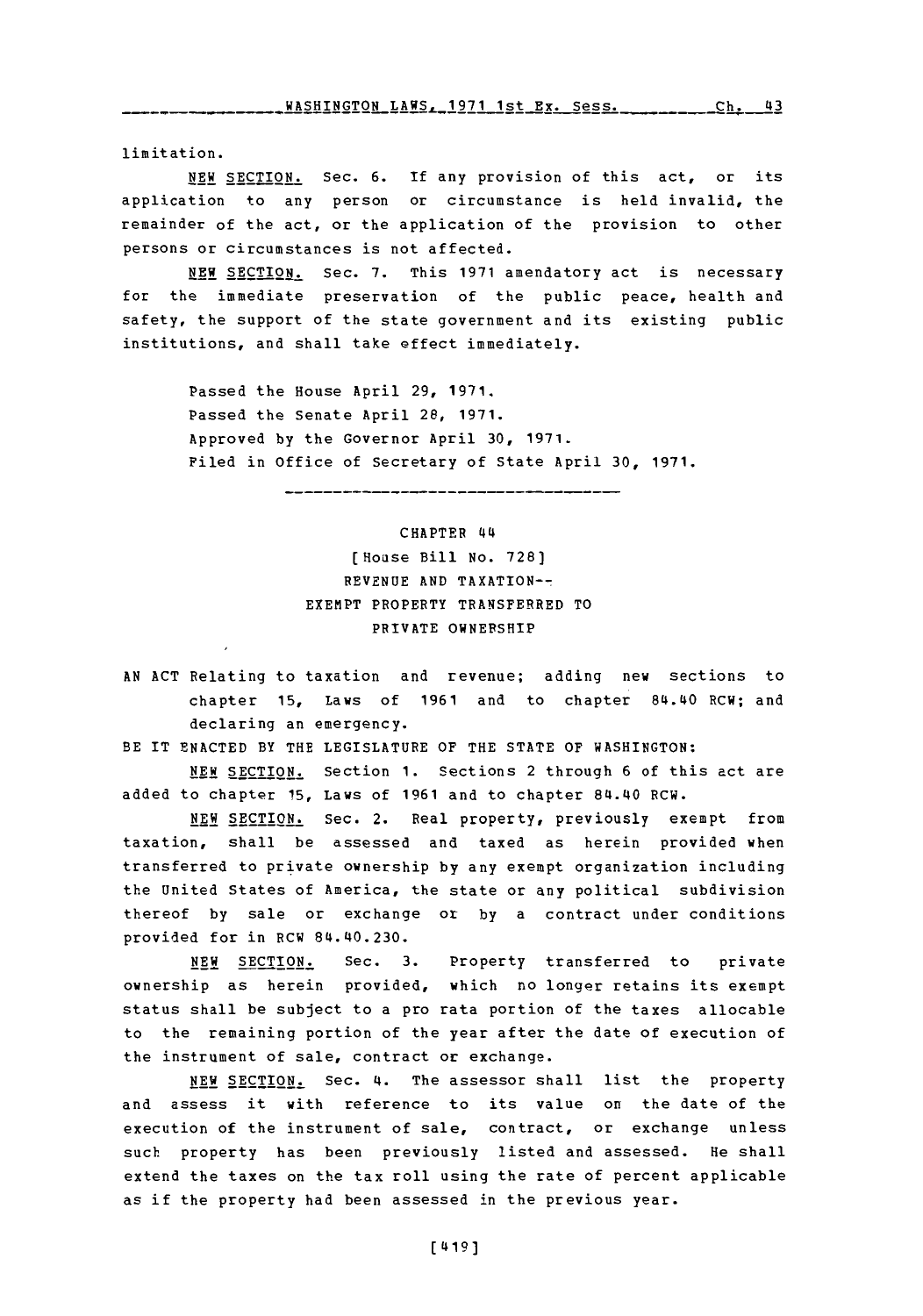limitation.

NEW SECTION. Sec. 6. If any provision of this act, or its application to any person or circumstance is held invalid, the remainder of the act, or the application of the provision to other persons or circumstances is not affected.

NEW SECTION. Sec. 7. This 1971 amendatory act is necessary for the immediate preservation of the public peace, health and safety, the support of the state government and its existing public institutions, and shall take effect immediately.

Passed the House April 29, 1971.
Passed the Senate April 28, 1971.
Approved by the Governor April 30, 1971.
Filed in Office of Secretary of State April 30, 1971.

---

CHAPTER 44

[House Bill No. 728]

REVENUE AND TAXATION--
EXEMPT PROPERTY TRANSFERRED TO
PRIVATE OWNERSHIP

AN ACT Relating to taxation and revenue; adding new sections to chapter 15, Laws of 1961 and to chapter 84.40 RCW; and declaring an emergency.

BE IT ENACTED BY THE LEGISLATURE OF THE STATE OF WASHINGTON:

NEW SECTION. Section 1. Sections 2 through 6 of this act are added to chapter 15, Laws of 1961 and to chapter 84.40 RCW.

NEW SECTION. Sec. 2. Real property, previously exempt from taxation, shall be assessed and taxed as herein provided when transferred to private ownership by any exempt organization including the United States of America, the state or any political subdivision thereof by sale or exchange or by a contract under conditions provided for in RCW 84.40.230.

NEW SECTION. Sec. 3. Property transferred to private ownership as herein provided, which no longer retains its exempt status shall be subject to a pro rata portion of the taxes allocable to the remaining portion of the year after the date of execution of the instrument of sale, contract or exchange.

NEW SECTION. Sec. 4. The assessor shall list the property and assess it with reference to its value on the date of the execution of the instrument of sale, contract, or exchange unless such property has been previously listed and assessed. He shall extend the taxes on the tax roll using the rate of percent applicable as if the property had been assessed in the previous year.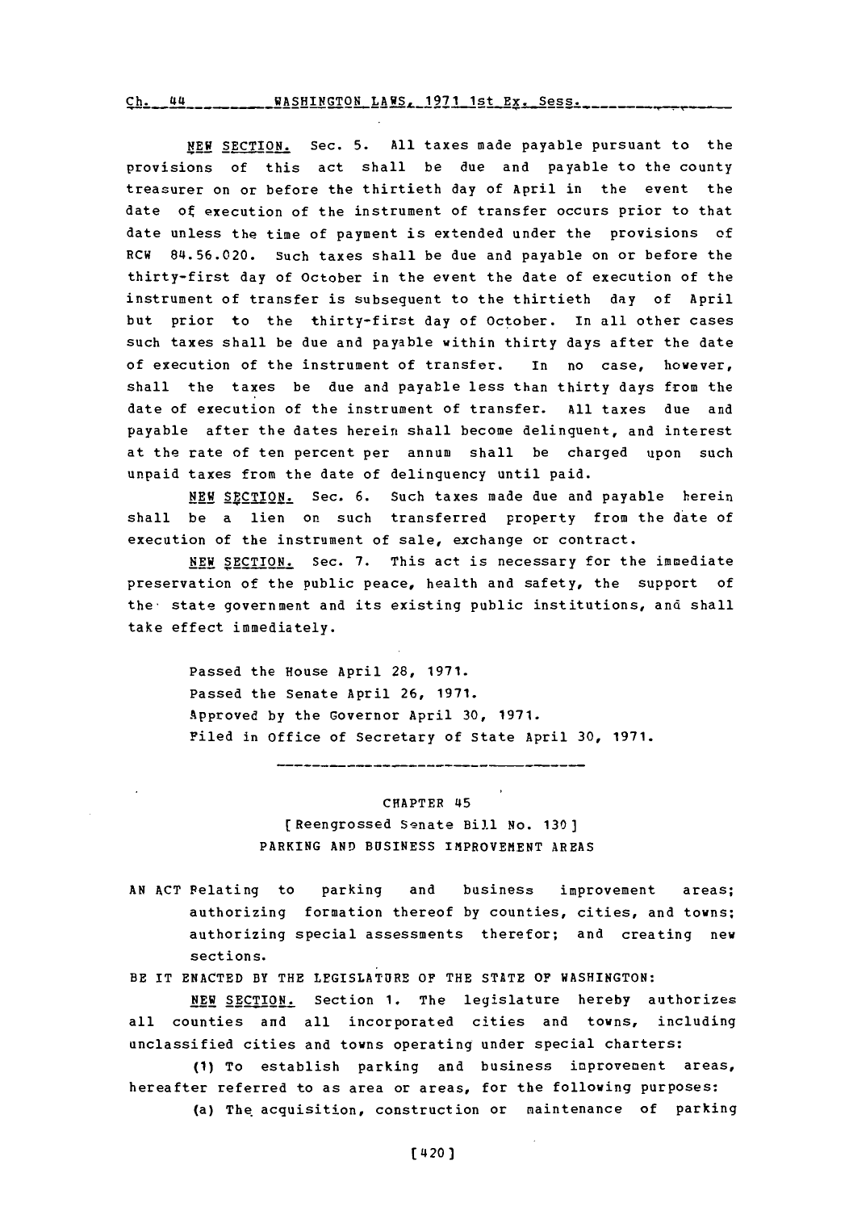NEW SECTION. Sec. 5. All taxes made payable pursuant to the provisions of this act shall be due and payable to the county treasurer on or before the thirtieth day of April in the event the date of execution of the instrument of transfer occurs prior to that date unless the time of payment is extended under the provisions of RCW 84.56.020. Such taxes shall be due and payable on or before the thirty-first day of October in the event the date of execution of the instrument of transfer is subsequent to the thirtieth day of April but prior to the thirty-first day of October. In all other cases such taxes shall be due and payable within thirty days after the date of execution of the instrument of transfer. In no case, however, shall the taxes be due and payable less than thirty days from the date of execution of the instrument of transfer. All taxes due and payable after the dates herein shall become delinquent, and interest at the rate of ten percent per annum shall be charged upon such unpaid taxes from the date of delinquency until paid.

NEW SECTION. Sec. 6. Such taxes made due and payable herein shall be a lien on such transferred property from the date of execution of the instrument of sale, exchange or contract.

NEW SECTION. Sec. 7. This act is necessary for the immediate preservation of the public peace, health and safety, the support of the state government and its existing public institutions, and shall take effect immediately.

Passed the House April 28, 1971.
Passed the Senate April 26, 1971.
Approved by the Governor April 30, 1971.
Filed in Office of Secretary of State April 30, 1971.

---

## CHAPTER 45

### [Reengrossed Senate Bill No. 130]
### PARKING AND BUSINESS IMPROVEMENT AREAS

AN ACT Relating to parking and business improvement areas; authorizing formation thereof by counties, cities, and towns; authorizing special assessments therefor; and creating new sections.

BE IT ENACTED BY THE LEGISLATURE OF THE STATE OF WASHINGTON:

NEW SECTION. Section 1. The legislature hereby authorizes all counties and all incorporated cities and towns, including unclassified cities and towns operating under special charters:

(1) To establish parking and business improvement areas, hereafter referred to as area or areas, for the following purposes:

(a) The acquisition, construction or maintenance of parking